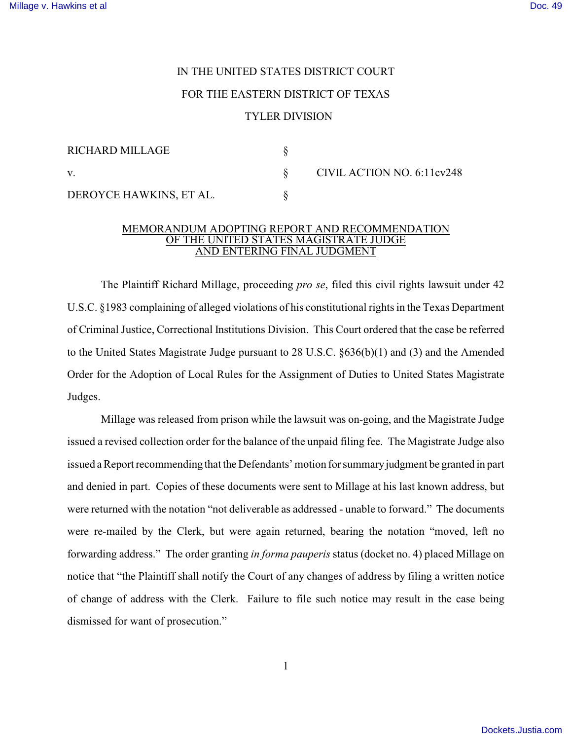IN THE UNITED STATES DISTRICT COURT

FOR THE EASTERN DISTRICT OF TEXAS

TYLER DIVISION

| | | |
|---|---|---|
| RICHARD MILLAGE | § | |
| v. | § | CIVIL ACTION NO. 6:11cv248 |
| DEROYCE HAWKINS, ET AL. | § | |

MEMORANDUM ADOPTING REPORT AND RECOMMENDATION OF THE UNITED STATES MAGISTRATE JUDGE AND ENTERING FINAL JUDGMENT

The Plaintiff Richard Millage, proceeding *pro se*, filed this civil rights lawsuit under 42 U.S.C. §1983 complaining of alleged violations of his constitutional rights in the Texas Department of Criminal Justice, Correctional Institutions Division. This Court ordered that the case be referred to the United States Magistrate Judge pursuant to 28 U.S.C. §636(b)(1) and (3) and the Amended Order for the Adoption of Local Rules for the Assignment of Duties to United States Magistrate Judges.

Millage was released from prison while the lawsuit was on-going, and the Magistrate Judge issued a revised collection order for the balance of the unpaid filing fee. The Magistrate Judge also issued a Report recommending that the Defendants' motion for summary judgment be granted in part and denied in part. Copies of these documents were sent to Millage at his last known address, but were returned with the notation "not deliverable as addressed - unable to forward." The documents were re-mailed by the Clerk, but were again returned, bearing the notation "moved, left no forwarding address." The order granting *in forma pauperis* status (docket no. 4) placed Millage on notice that "the Plaintiff shall notify the Court of any changes of address by filing a written notice of change of address with the Clerk. Failure to file such notice may result in the case being dismissed for want of prosecution."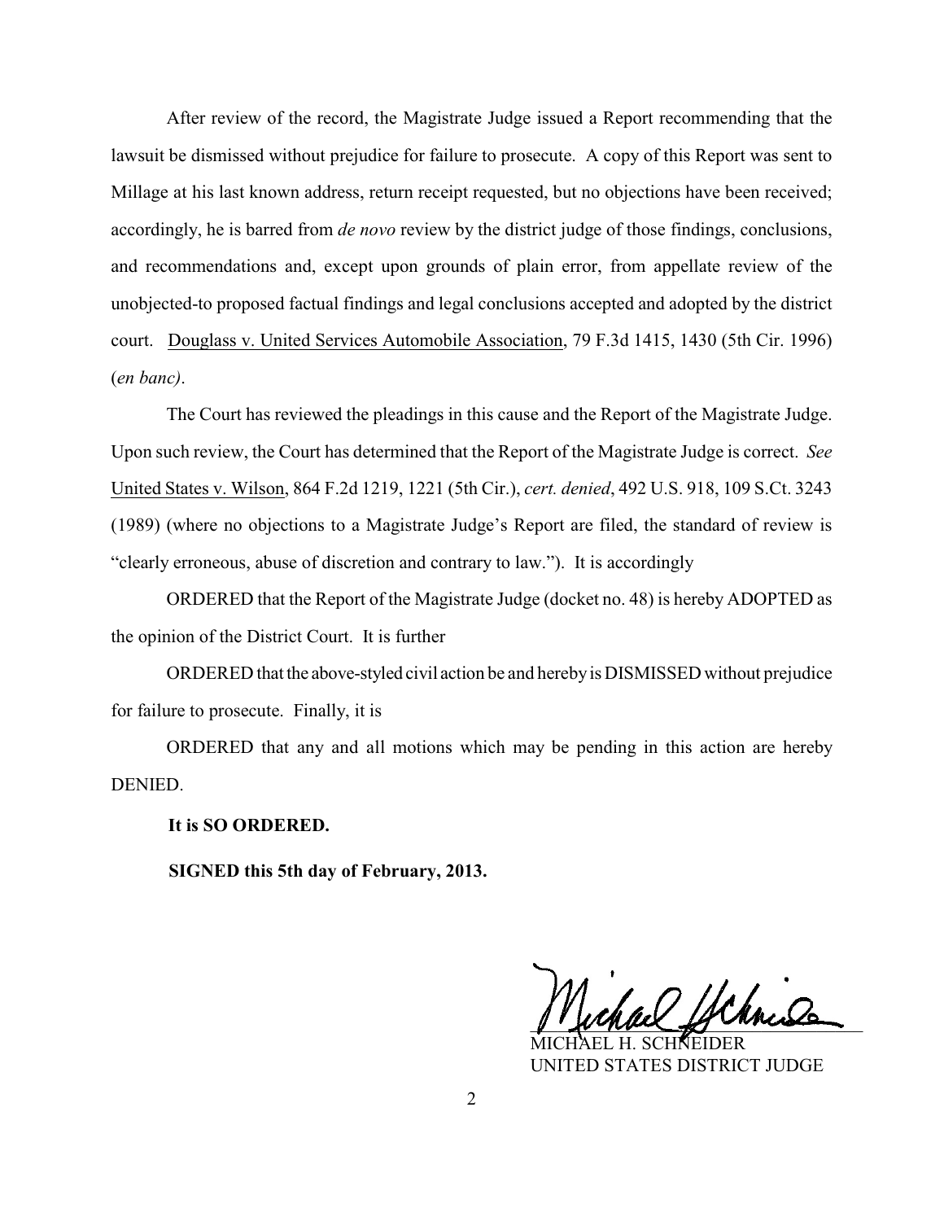After review of the record, the Magistrate Judge issued a Report recommending that the lawsuit be dismissed without prejudice for failure to prosecute. A copy of this Report was sent to Millage at his last known address, return receipt requested, but no objections have been received; accordingly, he is barred from *de novo* review by the district judge of those findings, conclusions, and recommendations and, except upon grounds of plain error, from appellate review of the unobjected-to proposed factual findings and legal conclusions accepted and adopted by the district court. Douglass v. United Services Automobile Association, 79 F.3d 1415, 1430 (5th Cir. 1996) (*en banc)*.

The Court has reviewed the pleadings in this cause and the Report of the Magistrate Judge. Upon such review, the Court has determined that the Report of the Magistrate Judge is correct. *See* United States v. Wilson, 864 F.2d 1219, 1221 (5th Cir.), *cert. denied*, 492 U.S. 918, 109 S.Ct. 3243 (1989) (where no objections to a Magistrate Judge's Report are filed, the standard of review is "clearly erroneous, abuse of discretion and contrary to law."). It is accordingly

ORDERED that the Report of the Magistrate Judge (docket no. 48) is hereby ADOPTED as the opinion of the District Court. It is further

ORDERED that the above-styled civil action be and hereby is DISMISSED without prejudice for failure to prosecute. Finally, it is

ORDERED that any and all motions which may be pending in this action are hereby DENIED.

**It is SO ORDERED.**

**SIGNED this 5th day of February, 2013.**

MICHAEL H. SCHNEIDER
UNITED STATES DISTRICT JUDGE